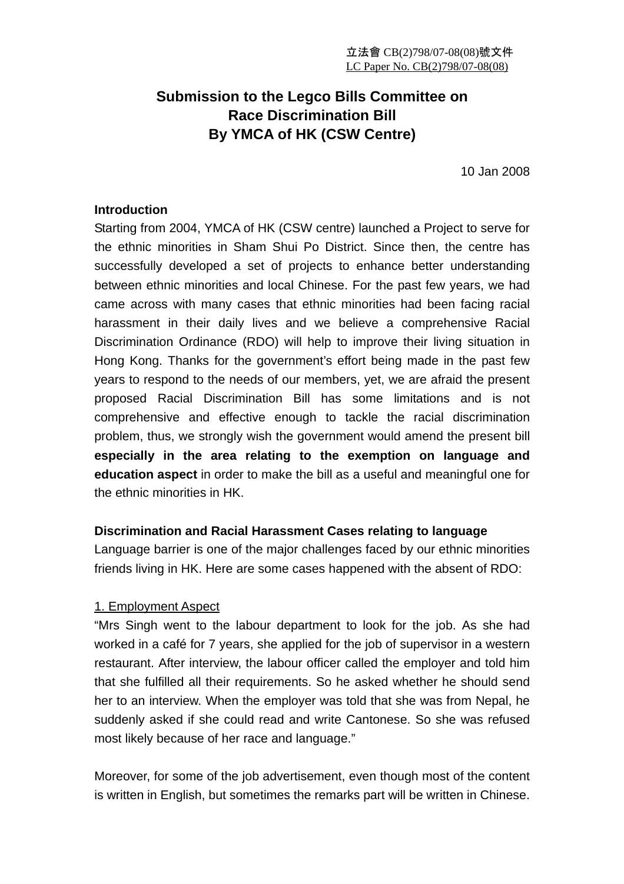立法會 CB(2)798/07-08(08)號文件
LC Paper No. CB(2)798/07-08(08)

# Submission to the Legco Bills Committee on Race Discrimination Bill By YMCA of HK (CSW Centre)

10 Jan 2008

**Introduction**

Starting from 2004, YMCA of HK (CSW centre) launched a Project to serve for the ethnic minorities in Sham Shui Po District. Since then, the centre has successfully developed a set of projects to enhance better understanding between ethnic minorities and local Chinese. For the past few years, we had came across with many cases that ethnic minorities had been facing racial harassment in their daily lives and we believe a comprehensive Racial Discrimination Ordinance (RDO) will help to improve their living situation in Hong Kong. Thanks for the government's effort being made in the past few years to respond to the needs of our members, yet, we are afraid the present proposed Racial Discrimination Bill has some limitations and is not comprehensive and effective enough to tackle the racial discrimination problem, thus, we strongly wish the government would amend the present bill **especially in the area relating to the exemption on language and education aspect** in order to make the bill as a useful and meaningful one for the ethnic minorities in HK.

**Discrimination and Racial Harassment Cases relating to language**

Language barrier is one of the major challenges faced by our ethnic minorities friends living in HK. Here are some cases happened with the absent of RDO:

1. Employment Aspect

"Mrs Singh went to the labour department to look for the job. As she had worked in a café for 7 years, she applied for the job of supervisor in a western restaurant. After interview, the labour officer called the employer and told him that she fulfilled all their requirements. So he asked whether he should send her to an interview. When the employer was told that she was from Nepal, he suddenly asked if she could read and write Cantonese. So she was refused most likely because of her race and language."

Moreover, for some of the job advertisement, even though most of the content is written in English, but sometimes the remarks part will be written in Chinese.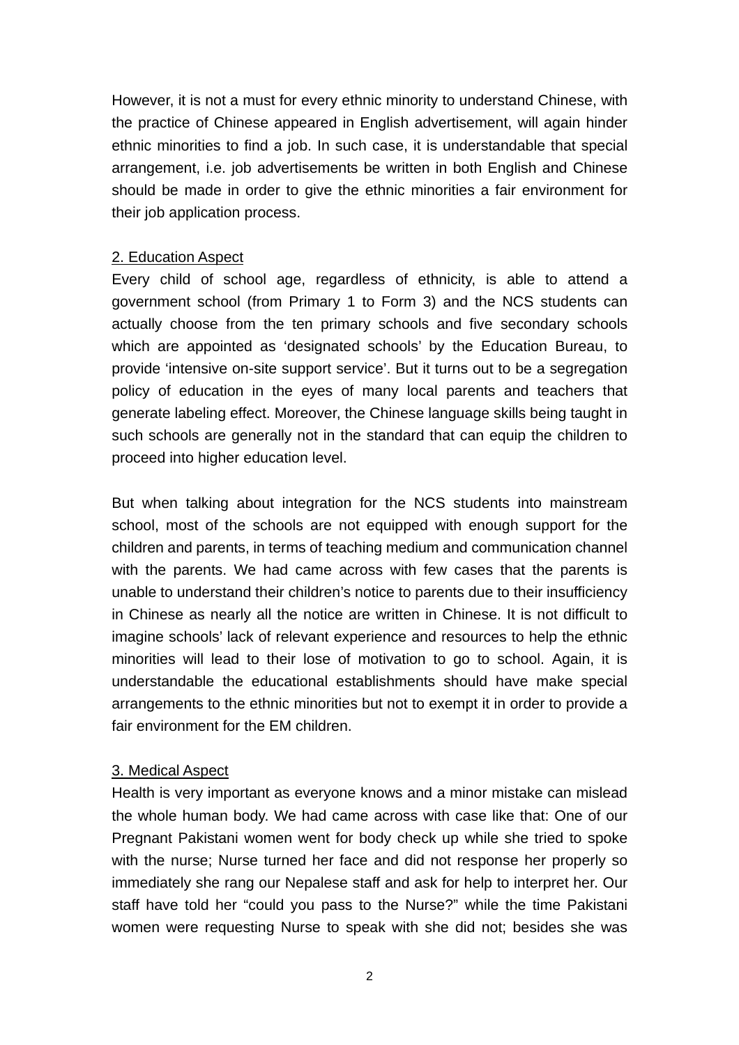However, it is not a must for every ethnic minority to understand Chinese, with the practice of Chinese appeared in English advertisement, will again hinder ethnic minorities to find a job. In such case, it is understandable that special arrangement, i.e. job advertisements be written in both English and Chinese should be made in order to give the ethnic minorities a fair environment for their job application process.

2. Education Aspect

Every child of school age, regardless of ethnicity, is able to attend a government school (from Primary 1 to Form 3) and the NCS students can actually choose from the ten primary schools and five secondary schools which are appointed as 'designated schools' by the Education Bureau, to provide 'intensive on-site support service'. But it turns out to be a segregation policy of education in the eyes of many local parents and teachers that generate labeling effect. Moreover, the Chinese language skills being taught in such schools are generally not in the standard that can equip the children to proceed into higher education level.

But when talking about integration for the NCS students into mainstream school, most of the schools are not equipped with enough support for the children and parents, in terms of teaching medium and communication channel with the parents. We had came across with few cases that the parents is unable to understand their children's notice to parents due to their insufficiency in Chinese as nearly all the notice are written in Chinese. It is not difficult to imagine schools' lack of relevant experience and resources to help the ethnic minorities will lead to their lose of motivation to go to school. Again, it is understandable the educational establishments should have make special arrangements to the ethnic minorities but not to exempt it in order to provide a fair environment for the EM children.

3. Medical Aspect

Health is very important as everyone knows and a minor mistake can mislead the whole human body. We had came across with case like that: One of our Pregnant Pakistani women went for body check up while she tried to spoke with the nurse; Nurse turned her face and did not response her properly so immediately she rang our Nepalese staff and ask for help to interpret her. Our staff have told her "could you pass to the Nurse?" while the time Pakistani women were requesting Nurse to speak with she did not; besides she was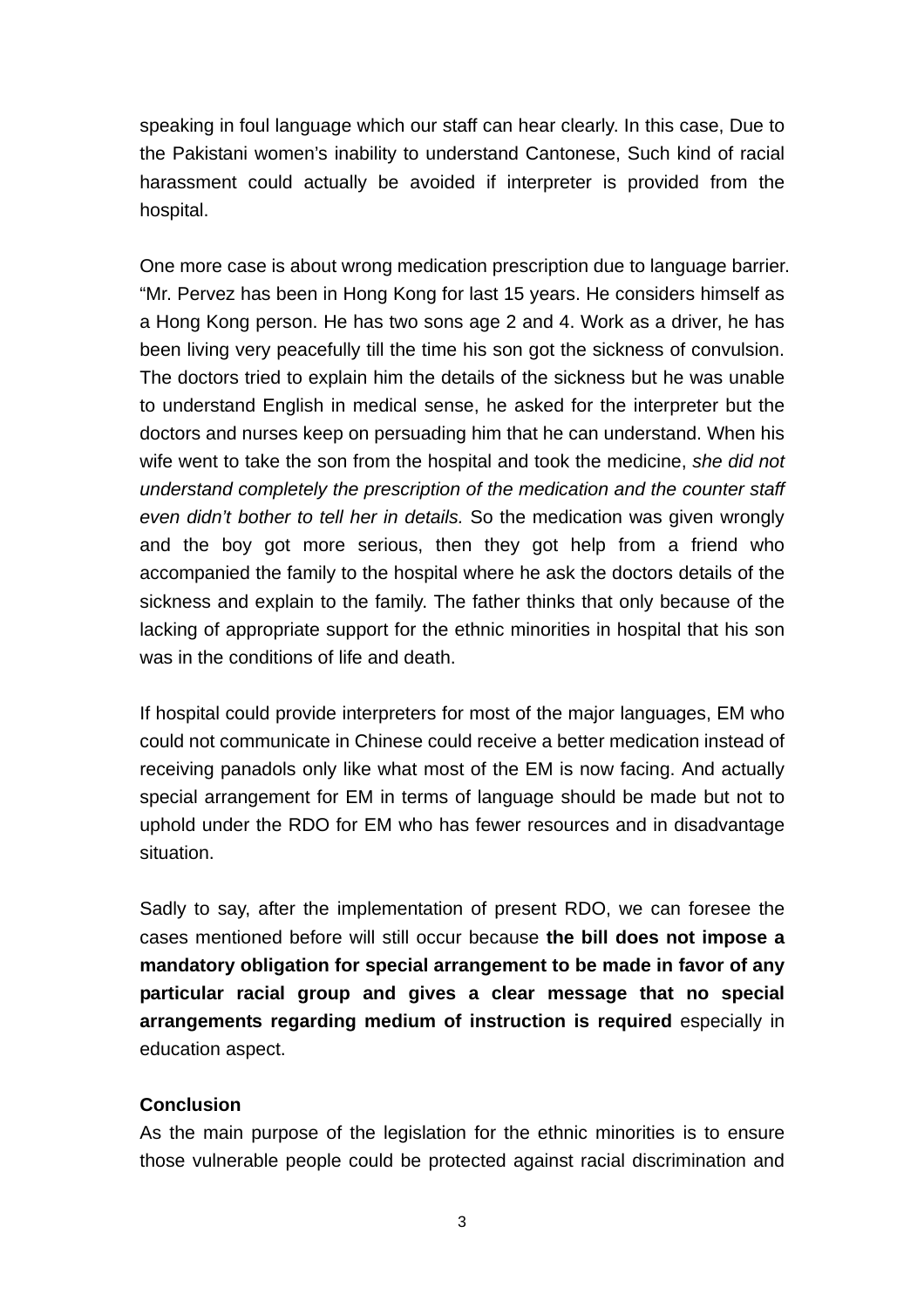speaking in foul language which our staff can hear clearly. In this case, Due to the Pakistani women's inability to understand Cantonese, Such kind of racial harassment could actually be avoided if interpreter is provided from the hospital.

One more case is about wrong medication prescription due to language barrier. "Mr. Pervez has been in Hong Kong for last 15 years. He considers himself as a Hong Kong person. He has two sons age 2 and 4. Work as a driver, he has been living very peacefully till the time his son got the sickness of convulsion. The doctors tried to explain him the details of the sickness but he was unable to understand English in medical sense, he asked for the interpreter but the doctors and nurses keep on persuading him that he can understand. When his wife went to take the son from the hospital and took the medicine, *she did not understand completely the prescription of the medication and the counter staff even didn't bother to tell her in details.* So the medication was given wrongly and the boy got more serious, then they got help from a friend who accompanied the family to the hospital where he ask the doctors details of the sickness and explain to the family. The father thinks that only because of the lacking of appropriate support for the ethnic minorities in hospital that his son was in the conditions of life and death.

If hospital could provide interpreters for most of the major languages, EM who could not communicate in Chinese could receive a better medication instead of receiving panadols only like what most of the EM is now facing. And actually special arrangement for EM in terms of language should be made but not to uphold under the RDO for EM who has fewer resources and in disadvantage situation.

Sadly to say, after the implementation of present RDO, we can foresee the cases mentioned before will still occur because **the bill does not impose a mandatory obligation for special arrangement to be made in favor of any particular racial group and gives a clear message that no special arrangements regarding medium of instruction is required** especially in education aspect.

**Conclusion**

As the main purpose of the legislation for the ethnic minorities is to ensure those vulnerable people could be protected against racial discrimination and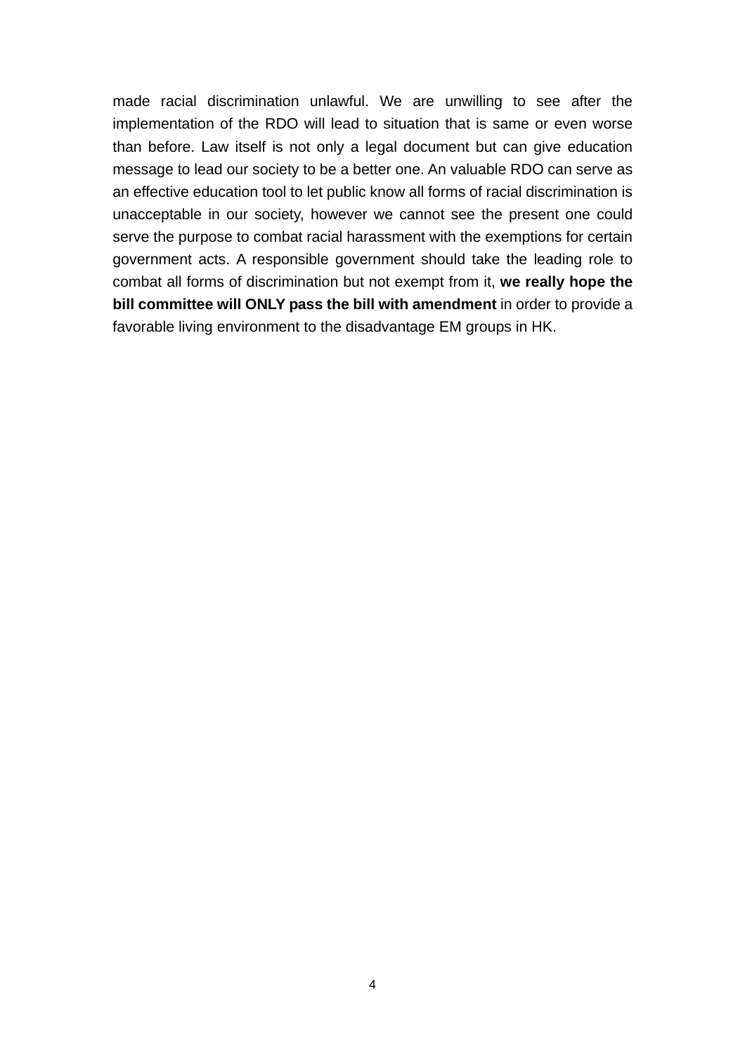made racial discrimination unlawful. We are unwilling to see after the implementation of the RDO will lead to situation that is same or even worse than before. Law itself is not only a legal document but can give education message to lead our society to be a better one. An valuable RDO can serve as an effective education tool to let public know all forms of racial discrimination is unacceptable in our society, however we cannot see the present one could serve the purpose to combat racial harassment with the exemptions for certain government acts. A responsible government should take the leading role to combat all forms of discrimination but not exempt from it, **we really hope the bill committee will ONLY pass the bill with amendment** in order to provide a favorable living environment to the disadvantage EM groups in HK.